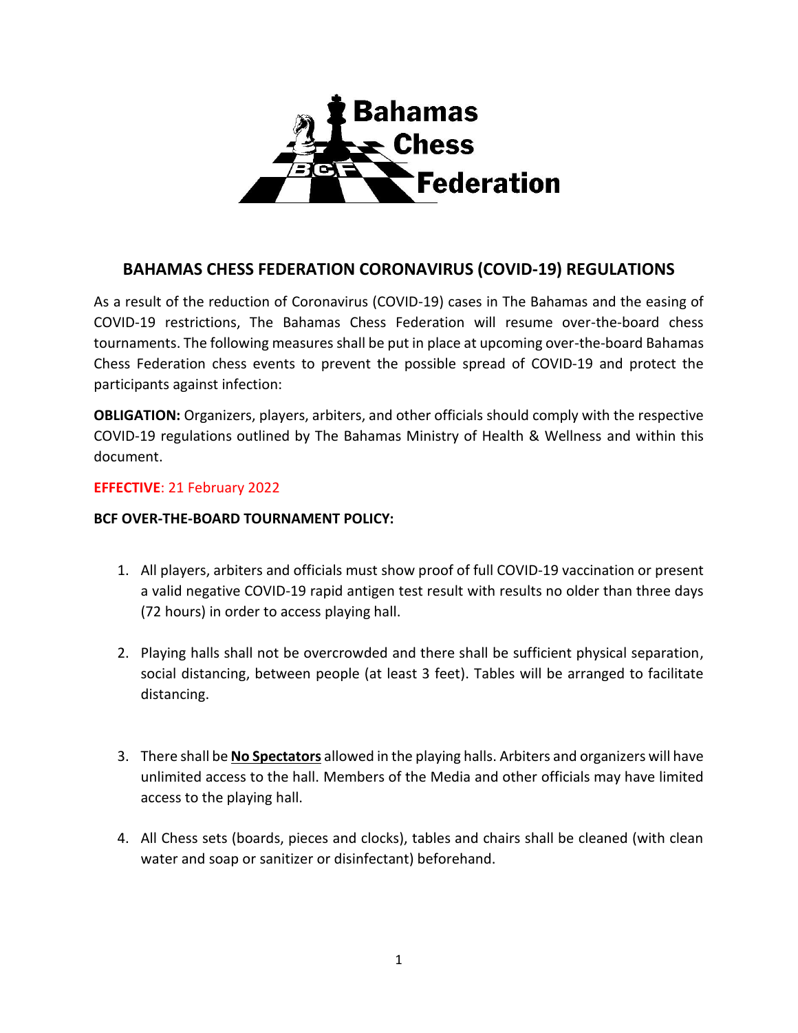# BAHAMAS CHESS FEDERATION CORONAVIRUS (COVID-19) REGULATIONS

As a result of the reduction of Coronavirus (COVID-19) cases in The Bahamas and the easing of COVID-19 restrictions, The Bahamas Chess Federation will resume over-the-board chess tournaments. The following measures shall be put in place at upcoming over-the-board Bahamas Chess Federation chess events to prevent the possible spread of COVID-19 and protect the participants against infection:

**OBLIGATION:** Organizers, players, arbiters, and other officials should comply with the respective COVID-19 regulations outlined by The Bahamas Ministry of Health & Wellness and within this document.

**EFFECTIVE**: 21 February 2022

**BCF OVER-THE-BOARD TOURNAMENT POLICY:**

1. All players, arbiters and officials must show proof of full COVID-19 vaccination or present a valid negative COVID-19 rapid antigen test result with results no older than three days (72 hours) in order to access playing hall.

2. Playing halls shall not be overcrowded and there shall be sufficient physical separation, social distancing, between people (at least 3 feet). Tables will be arranged to facilitate distancing.

3. There shall be **No Spectators** allowed in the playing halls. Arbiters and organizers will have unlimited access to the hall. Members of the Media and other officials may have limited access to the playing hall.

4. All Chess sets (boards, pieces and clocks), tables and chairs shall be cleaned (with clean water and soap or sanitizer or disinfectant) beforehand.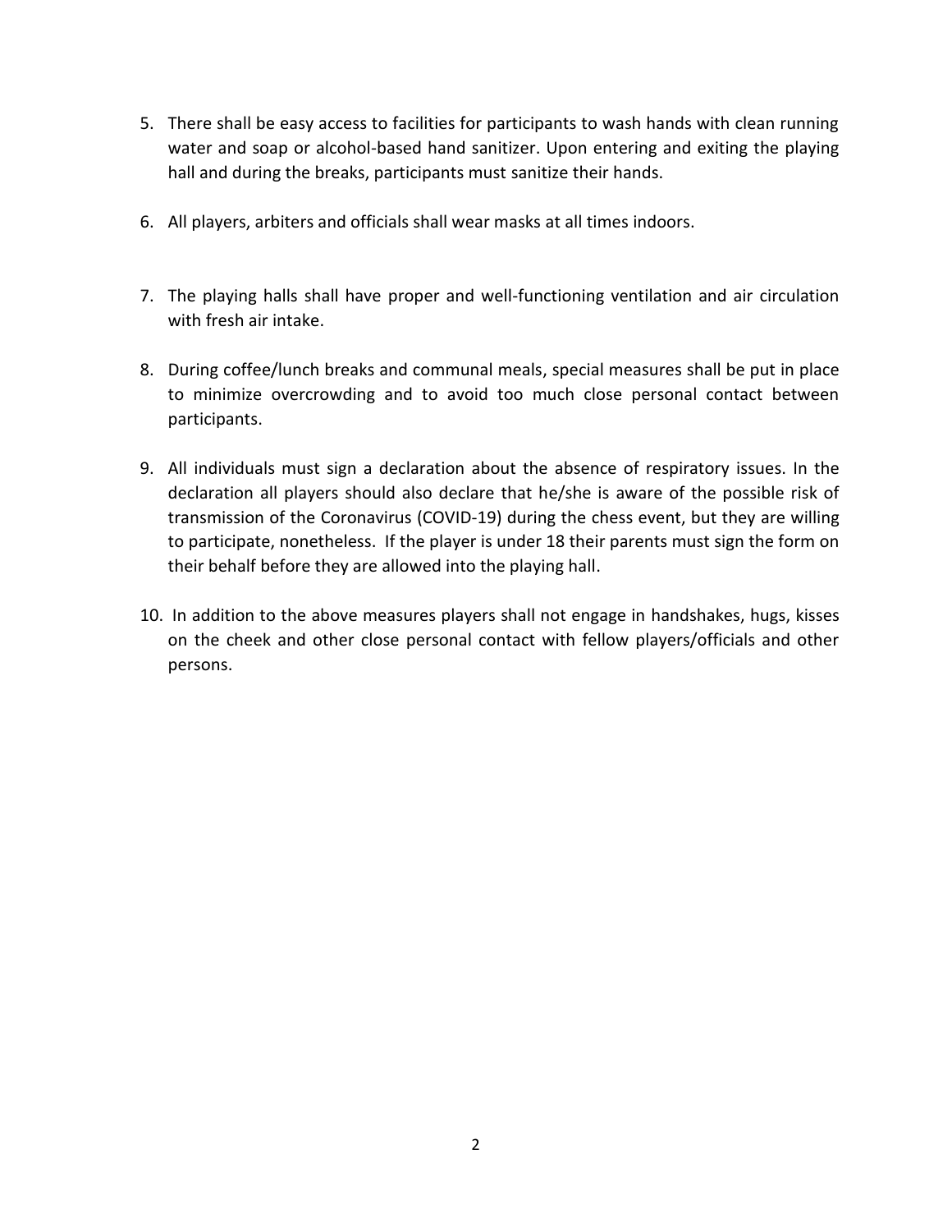5. There shall be easy access to facilities for participants to wash hands with clean running water and soap or alcohol-based hand sanitizer. Upon entering and exiting the playing hall and during the breaks, participants must sanitize their hands.

6. All players, arbiters and officials shall wear masks at all times indoors.

7. The playing halls shall have proper and well-functioning ventilation and air circulation with fresh air intake.

8. During coffee/lunch breaks and communal meals, special measures shall be put in place to minimize overcrowding and to avoid too much close personal contact between participants.

9. All individuals must sign a declaration about the absence of respiratory issues. In the declaration all players should also declare that he/she is aware of the possible risk of transmission of the Coronavirus (COVID-19) during the chess event, but they are willing to participate, nonetheless. If the player is under 18 their parents must sign the form on their behalf before they are allowed into the playing hall.

10. In addition to the above measures players shall not engage in handshakes, hugs, kisses on the cheek and other close personal contact with fellow players/officials and other persons.